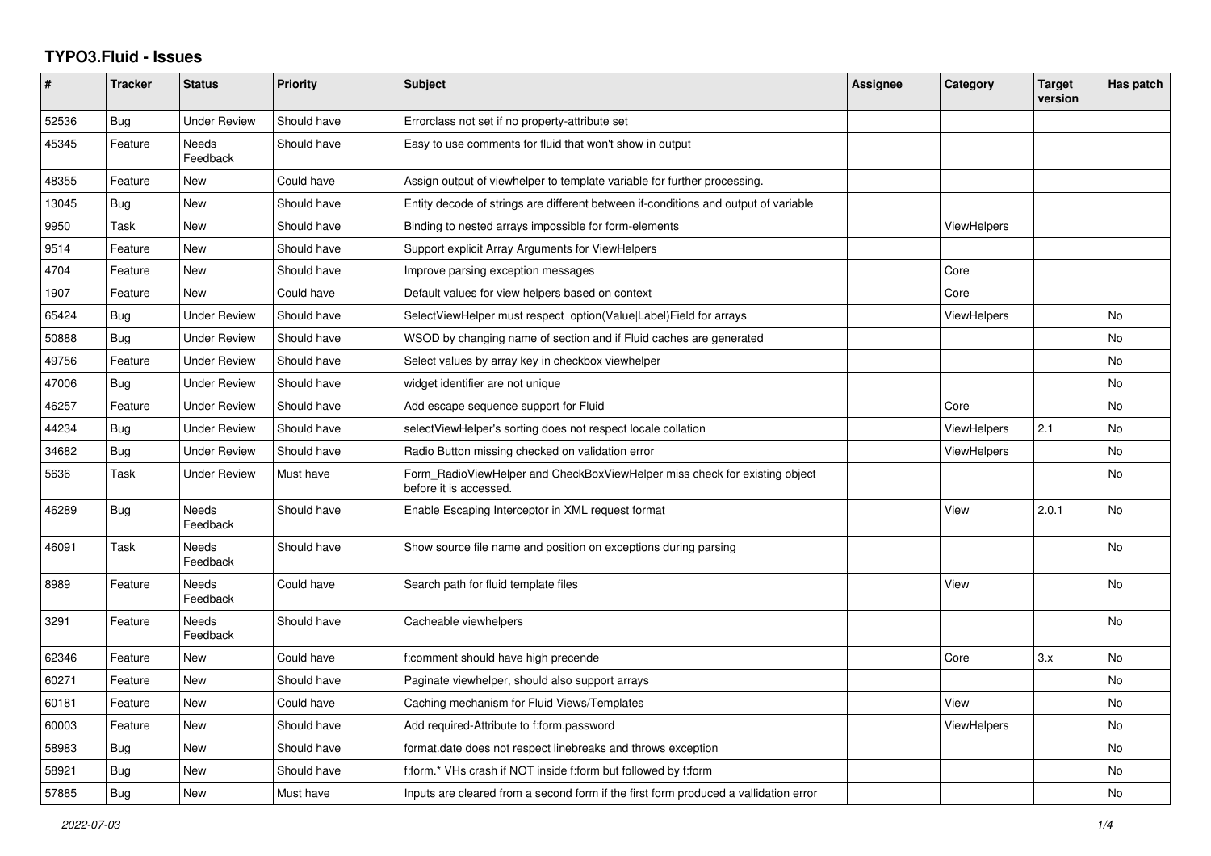# TYPO3.Fluid - Issues

| # | Tracker | Status | Priority | Subject | Assignee | Category | Target version | Has patch |
|---|---|---|---|---|---|---|---|---|
| 52536 | Bug | Under Review | Should have | Errorclass not set if no property-attribute set | | | | |
| 45345 | Feature | Needs Feedback | Should have | Easy to use comments for fluid that won't show in output | | | | |
| 48355 | Feature | New | Could have | Assign output of viewhelper to template variable for further processing. | | | | |
| 13045 | Bug | New | Should have | Entity decode of strings are different between if-conditions and output of variable | | | | |
| 9950 | Task | New | Should have | Binding to nested arrays impossible for form-elements | | ViewHelpers | | |
| 9514 | Feature | New | Should have | Support explicit Array Arguments for ViewHelpers | | | | |
| 4704 | Feature | New | Should have | Improve parsing exception messages | | Core | | |
| 1907 | Feature | New | Could have | Default values for view helpers based on context | | Core | | |
| 65424 | Bug | Under Review | Should have | SelectViewHelper must respect option(Value\|Label)Field for arrays | | ViewHelpers | | No |
| 50888 | Bug | Under Review | Should have | WSOD by changing name of section and if Fluid caches are generated | | | | No |
| 49756 | Feature | Under Review | Should have | Select values by array key in checkbox viewhelper | | | | No |
| 47006 | Bug | Under Review | Should have | widget identifier are not unique | | | | No |
| 46257 | Feature | Under Review | Should have | Add escape sequence support for Fluid | | Core | | No |
| 44234 | Bug | Under Review | Should have | selectViewHelper's sorting does not respect locale collation | | ViewHelpers | 2.1 | No |
| 34682 | Bug | Under Review | Should have | Radio Button missing checked on validation error | | ViewHelpers | | No |
| 5636 | Task | Under Review | Must have | Form_RadioViewHelper and CheckBoxViewHelper miss check for existing object before it is accessed. | | | | No |
| 46289 | Bug | Needs Feedback | Should have | Enable Escaping Interceptor in XML request format | | View | 2.0.1 | No |
| 46091 | Task | Needs Feedback | Should have | Show source file name and position on exceptions during parsing | | | | No |
| 8989 | Feature | Needs Feedback | Could have | Search path for fluid template files | | View | | No |
| 3291 | Feature | Needs Feedback | Should have | Cacheable viewhelpers | | | | No |
| 62346 | Feature | New | Could have | f:comment should have high precende | | Core | 3.x | No |
| 60271 | Feature | New | Should have | Paginate viewhelper, should also support arrays | | | | No |
| 60181 | Feature | New | Could have | Caching mechanism for Fluid Views/Templates | | View | | No |
| 60003 | Feature | New | Should have | Add required-Attribute to f:form.password | | ViewHelpers | | No |
| 58983 | Bug | New | Should have | format.date does not respect linebreaks and throws exception | | | | No |
| 58921 | Bug | New | Should have | f:form.* VHs crash if NOT inside f:form but followed by f:form | | | | No |
| 57885 | Bug | New | Must have | Inputs are cleared from a second form if the first form produced a vallidation error | | | | No |

*2022-07-03*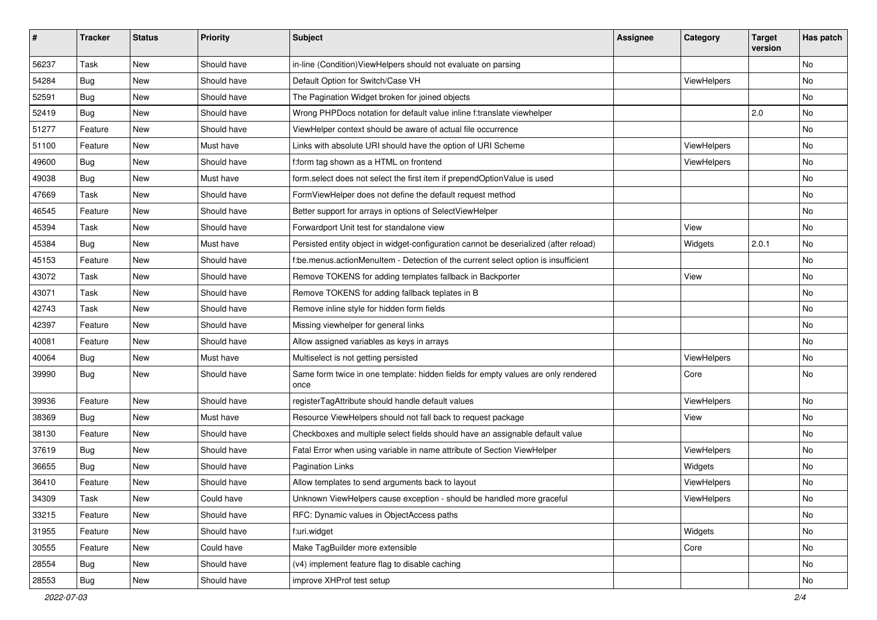| # | Tracker | Status | Priority | Subject | Assignee | Category | Target version | Has patch |
|---|---|---|---|---|---|---|---|---|
| 56237 | Task | New | Should have | in-line (Condition)ViewHelpers should not evaluate on parsing | | | | No |
| 54284 | Bug | New | Should have | Default Option for Switch/Case VH | | ViewHelpers | | No |
| 52591 | Bug | New | Should have | The Pagination Widget broken for joined objects | | | | No |
| 52419 | Bug | New | Should have | Wrong PHPDocs notation for default value inline f:translate viewhelper | | | 2.0 | No |
| 51277 | Feature | New | Should have | ViewHelper context should be aware of actual file occurrence | | | | No |
| 51100 | Feature | New | Must have | Links with absolute URI should have the option of URI Scheme | | ViewHelpers | | No |
| 49600 | Bug | New | Should have | f:form tag shown as a HTML on frontend | | ViewHelpers | | No |
| 49038 | Bug | New | Must have | form.select does not select the first item if prependOptionValue is used | | | | No |
| 47669 | Task | New | Should have | FormViewHelper does not define the default request method | | | | No |
| 46545 | Feature | New | Should have | Better support for arrays in options of SelectViewHelper | | | | No |
| 45394 | Task | New | Should have | Forwardport Unit test for standalone view | | View | | No |
| 45384 | Bug | New | Must have | Persisted entity object in widget-configuration cannot be deserialized (after reload) | | Widgets | 2.0.1 | No |
| 45153 | Feature | New | Should have | f:be.menus.actionMenuItem - Detection of the current select option is insufficient | | | | No |
| 43072 | Task | New | Should have | Remove TOKENS for adding templates fallback in Backporter | | View | | No |
| 43071 | Task | New | Should have | Remove TOKENS for adding fallback teplates in B | | | | No |
| 42743 | Task | New | Should have | Remove inline style for hidden form fields | | | | No |
| 42397 | Feature | New | Should have | Missing viewhelper for general links | | | | No |
| 40081 | Feature | New | Should have | Allow assigned variables as keys in arrays | | | | No |
| 40064 | Bug | New | Must have | Multiselect is not getting persisted | | ViewHelpers | | No |
| 39990 | Bug | New | Should have | Same form twice in one template: hidden fields for empty values are only rendered once | | Core | | No |
| 39936 | Feature | New | Should have | registerTagAttribute should handle default values | | ViewHelpers | | No |
| 38369 | Bug | New | Must have | Resource ViewHelpers should not fall back to request package | | View | | No |
| 38130 | Feature | New | Should have | Checkboxes and multiple select fields should have an assignable default value | | | | No |
| 37619 | Bug | New | Should have | Fatal Error when using variable in name attribute of Section ViewHelper | | ViewHelpers | | No |
| 36655 | Bug | New | Should have | Pagination Links | | Widgets | | No |
| 36410 | Feature | New | Should have | Allow templates to send arguments back to layout | | ViewHelpers | | No |
| 34309 | Task | New | Could have | Unknown ViewHelpers cause exception - should be handled more graceful | | ViewHelpers | | No |
| 33215 | Feature | New | Should have | RFC: Dynamic values in ObjectAccess paths | | | | No |
| 31955 | Feature | New | Should have | f:uri.widget | | Widgets | | No |
| 30555 | Feature | New | Could have | Make TagBuilder more extensible | | Core | | No |
| 28554 | Bug | New | Should have | (v4) implement feature flag to disable caching | | | | No |
| 28553 | Bug | New | Should have | improve XHProf test setup | | | | No |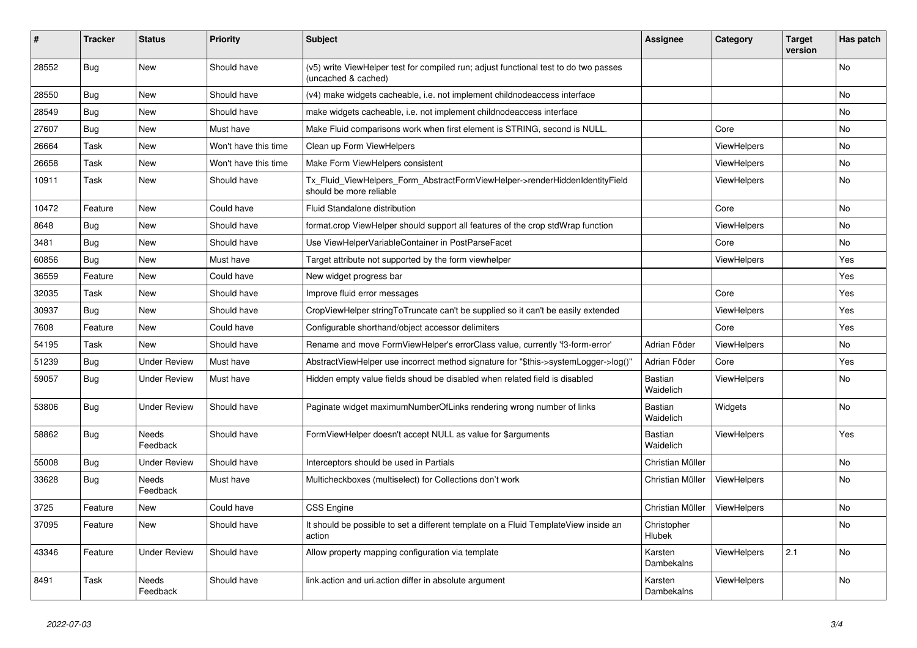| # | Tracker | Status | Priority | Subject | Assignee | Category | Target version | Has patch |
|---|---|---|---|---|---|---|---|---|
| 28552 | Bug | New | Should have | (v5) write ViewHelper test for compiled run; adjust functional test to do two passes (uncached & cached) | | | | No |
| 28550 | Bug | New | Should have | (v4) make widgets cacheable, i.e. not implement childnodeaccess interface | | | | No |
| 28549 | Bug | New | Should have | make widgets cacheable, i.e. not implement childnodeaccess interface | | | | No |
| 27607 | Bug | New | Must have | Make Fluid comparisons work when first element is STRING, second is NULL. | | Core | | No |
| 26664 | Task | New | Won't have this time | Clean up Form ViewHelpers | | ViewHelpers | | No |
| 26658 | Task | New | Won't have this time | Make Form ViewHelpers consistent | | ViewHelpers | | No |
| 10911 | Task | New | Should have | Tx_Fluid_ViewHelpers_Form_AbstractFormViewHelper->renderHiddenIdentityField should be more reliable | | ViewHelpers | | No |
| 10472 | Feature | New | Could have | Fluid Standalone distribution | | Core | | No |
| 8648 | Bug | New | Should have | format.crop ViewHelper should support all features of the crop stdWrap function | | ViewHelpers | | No |
| 3481 | Bug | New | Should have | Use ViewHelperVariableContainer in PostParseFacet | | Core | | No |
| 60856 | Bug | New | Must have | Target attribute not supported by the form viewhelper | | ViewHelpers | | Yes |
| 36559 | Feature | New | Could have | New widget progress bar | | | | Yes |
| 32035 | Task | New | Should have | Improve fluid error messages | | Core | | Yes |
| 30937 | Bug | New | Should have | CropViewHelper stringToTruncate can't be supplied so it can't be easily extended | | ViewHelpers | | Yes |
| 7608 | Feature | New | Could have | Configurable shorthand/object accessor delimiters | | Core | | Yes |
| 54195 | Task | New | Should have | Rename and move FormViewHelper's errorClass value, currently 'f3-form-error' | Adrian Föder | ViewHelpers | | No |
| 51239 | Bug | Under Review | Must have | AbstractViewHelper use incorrect method signature for "$this->systemLogger->log()" | Adrian Föder | Core | | Yes |
| 59057 | Bug | Under Review | Must have | Hidden empty value fields shoud be disabled when related field is disabled | Bastian Waidelich | ViewHelpers | | No |
| 53806 | Bug | Under Review | Should have | Paginate widget maximumNumberOfLinks rendering wrong number of links | Bastian Waidelich | Widgets | | No |
| 58862 | Bug | Needs Feedback | Should have | FormViewHelper doesn't accept NULL as value for $arguments | Bastian Waidelich | ViewHelpers | | Yes |
| 55008 | Bug | Under Review | Should have | Interceptors should be used in Partials | Christian Müller | | | No |
| 33628 | Bug | Needs Feedback | Must have | Multicheckboxes (multiselect) for Collections don't work | Christian Müller | ViewHelpers | | No |
| 3725 | Feature | New | Could have | CSS Engine | Christian Müller | ViewHelpers | | No |
| 37095 | Feature | New | Should have | It should be possible to set a different template on a Fluid TemplateView inside an action | Christopher Hlubek | | | No |
| 43346 | Feature | Under Review | Should have | Allow property mapping configuration via template | Karsten Dambekalns | ViewHelpers | 2.1 | No |
| 8491 | Task | Needs Feedback | Should have | link.action and uri.action differ in absolute argument | Karsten Dambekalns | ViewHelpers | | No |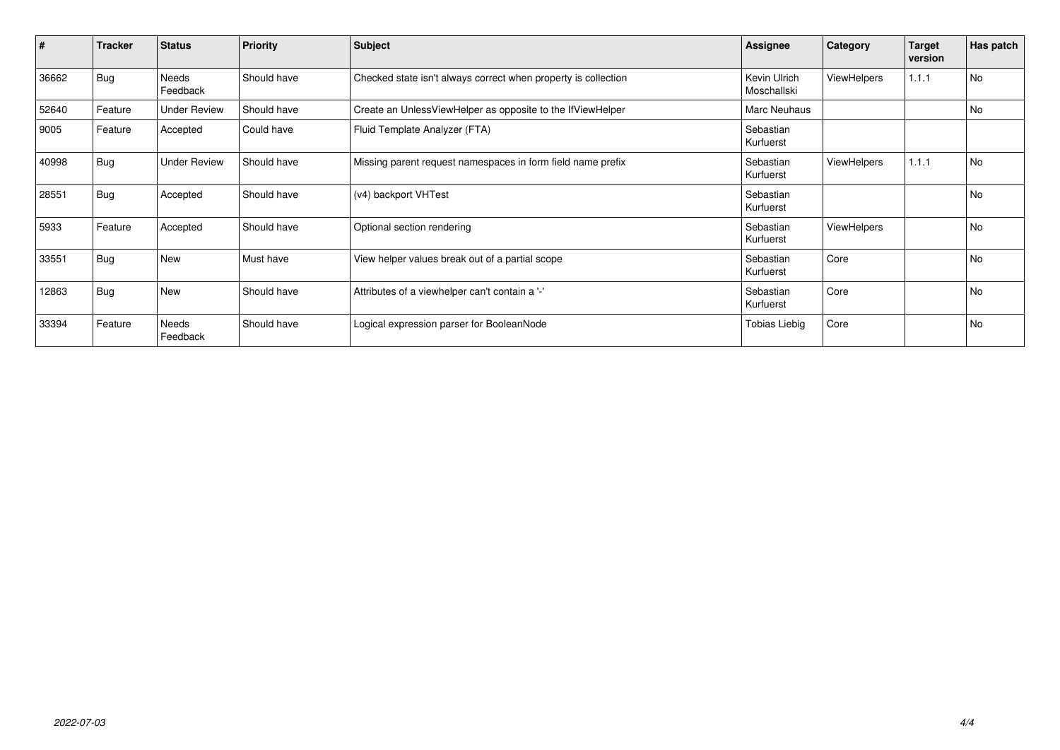| # | Tracker | Status | Priority | Subject | Assignee | Category | Target version | Has patch |
|---|---|---|---|---|---|---|---|---|
| 36662 | Bug | Needs Feedback | Should have | Checked state isn't always correct when property is collection | Kevin Ulrich Moschallski | ViewHelpers | 1.1.1 | No |
| 52640 | Feature | Under Review | Should have | Create an UnlessViewHelper as opposite to the IfViewHelper | Marc Neuhaus | | | No |
| 9005 | Feature | Accepted | Could have | Fluid Template Analyzer (FTA) | Sebastian Kurfuerst | | | |
| 40998 | Bug | Under Review | Should have | Missing parent request namespaces in form field name prefix | Sebastian Kurfuerst | ViewHelpers | 1.1.1 | No |
| 28551 | Bug | Accepted | Should have | (v4) backport VHTest | Sebastian Kurfuerst | | | No |
| 5933 | Feature | Accepted | Should have | Optional section rendering | Sebastian Kurfuerst | ViewHelpers | | No |
| 33551 | Bug | New | Must have | View helper values break out of a partial scope | Sebastian Kurfuerst | Core | | No |
| 12863 | Bug | New | Should have | Attributes of a viewhelper can't contain a '-' | Sebastian Kurfuerst | Core | | No |
| 33394 | Feature | Needs Feedback | Should have | Logical expression parser for BooleanNode | Tobias Liebig | Core | | No |

*2022-07-03*